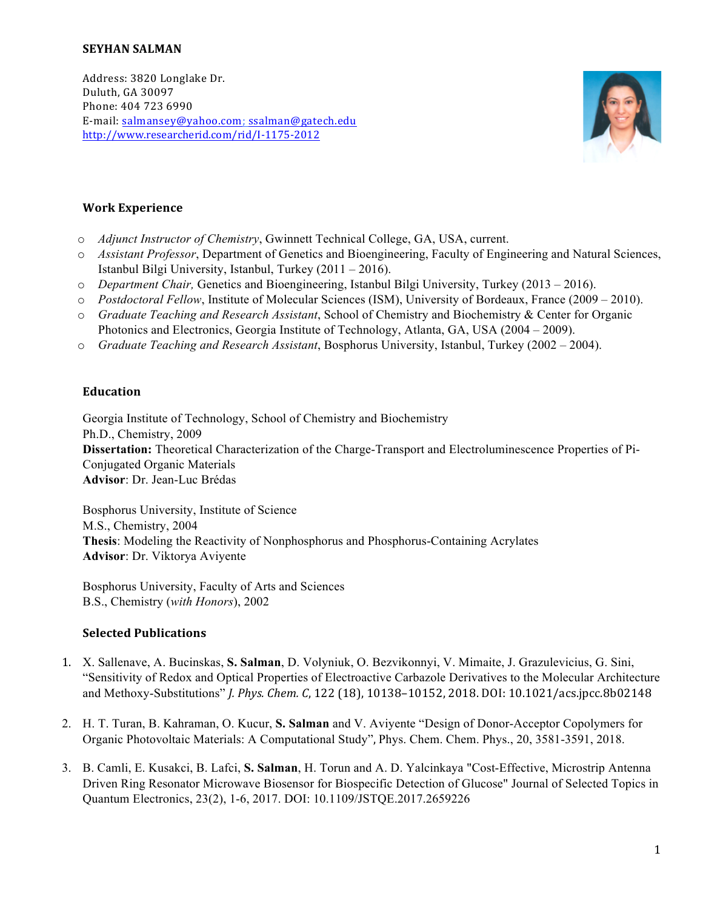# SEYHAN SALMAN

Address: 3820 Longlake Dr.
Duluth, GA 30097
Phone: 404 723 6990
E-mail: salmansey@yahoo.com; ssalman@gatech.edu
http://www.researcherid.com/rid/I-1175-2012

## Work Experience

- *Adjunct Instructor of Chemistry*, Gwinnett Technical College, GA, USA, current.
- *Assistant Professor*, Department of Genetics and Bioengineering, Faculty of Engineering and Natural Sciences, Istanbul Bilgi University, Istanbul, Turkey (2011 – 2016).
- *Department Chair,* Genetics and Bioengineering, Istanbul Bilgi University, Turkey (2013 – 2016).
- *Postdoctoral Fellow*, Institute of Molecular Sciences (ISM), University of Bordeaux, France (2009 – 2010).
- *Graduate Teaching and Research Assistant*, School of Chemistry and Biochemistry & Center for Organic Photonics and Electronics, Georgia Institute of Technology, Atlanta, GA, USA (2004 – 2009).
- *Graduate Teaching and Research Assistant*, Bosphorus University, Istanbul, Turkey (2002 – 2004).

## Education

Georgia Institute of Technology, School of Chemistry and Biochemistry
Ph.D., Chemistry, 2009
**Dissertation:** Theoretical Characterization of the Charge-Transport and Electroluminescence Properties of Pi-Conjugated Organic Materials
**Advisor**: Dr. Jean-Luc Brédas

Bosphorus University, Institute of Science
M.S., Chemistry, 2004
**Thesis**: Modeling the Reactivity of Nonphosphorus and Phosphorus-Containing Acrylates
**Advisor**: Dr. Viktorya Aviyente

Bosphorus University, Faculty of Arts and Sciences
B.S., Chemistry (*with Honors*), 2002

## Selected Publications

1. X. Sallenave, A. Bucinskas, **S. Salman**, D. Volyniuk, O. Bezvikonnyi, V. Mimaite, J. Grazulevicius, G. Sini, "Sensitivity of Redox and Optical Properties of Electroactive Carbazole Derivatives to the Molecular Architecture and Methoxy-Substitutions" *J. Phys. Chem. C*, 122 (18), 10138–10152, 2018. DOI: 10.1021/acs.jpcc.8b02148

2. H. T. Turan, B. Kahraman, O. Kucur, **S. Salman** and V. Aviyente "Design of Donor-Acceptor Copolymers for Organic Photovoltaic Materials: A Computational Study", Phys. Chem. Chem. Phys., 20, 3581-3591, 2018.

3. B. Camli, E. Kusakci, B. Lafci, **S. Salman**, H. Torun and A. D. Yalcinkaya "Cost-Effective, Microstrip Antenna Driven Ring Resonator Microwave Biosensor for Biospecific Detection of Glucose" Journal of Selected Topics in Quantum Electronics, 23(2), 1-6, 2017. DOI: 10.1109/JSTQE.2017.2659226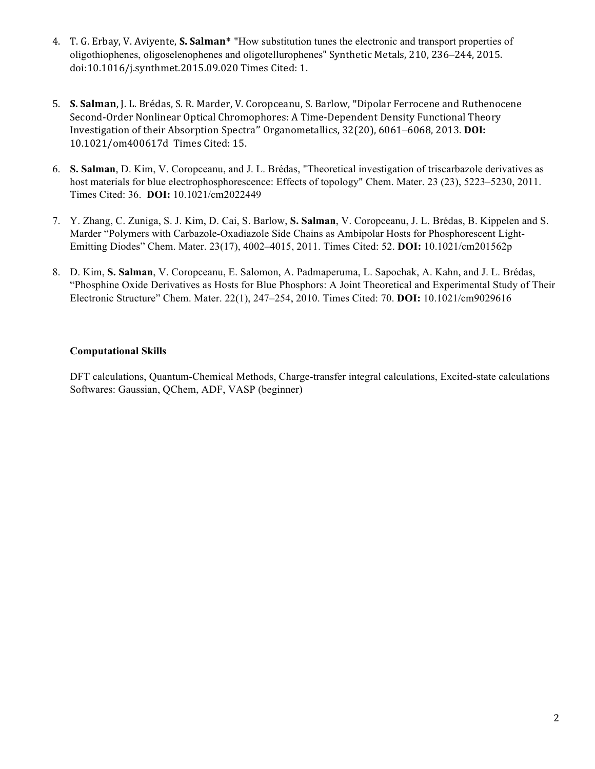4. T. G. Erbay, V. Aviyente, **S. Salman*** "How substitution tunes the electronic and transport properties of oligothiophenes, oligoselenophenes and oligotellurophenes" Synthetic Metals, 210, 236–244, 2015. doi:10.1016/j.synthmet.2015.09.020 Times Cited: 1.

5. **S. Salman**, J. L. Brédas, S. R. Marder, V. Coropceanu, S. Barlow, "Dipolar Ferrocene and Ruthenocene Second-Order Nonlinear Optical Chromophores: A Time-Dependent Density Functional Theory Investigation of their Absorption Spectra" Organometallics, 32(20), 6061–6068, 2013. **DOI:** 10.1021/om400617d Times Cited: 15.

6. **S. Salman**, D. Kim, V. Coropceanu, and J. L. Brédas, "Theoretical investigation of triscarbazole derivatives as host materials for blue electrophosphorescence: Effects of topology" Chem. Mater. 23 (23), 5223–5230, 2011. Times Cited: 36. **DOI:** 10.1021/cm2022449

7. Y. Zhang, C. Zuniga, S. J. Kim, D. Cai, S. Barlow, **S. Salman**, V. Coropceanu, J. L. Brédas, B. Kippelen and S. Marder "Polymers with Carbazole-Oxadiazole Side Chains as Ambipolar Hosts for Phosphorescent Light-Emitting Diodes" Chem. Mater. 23(17), 4002–4015, 2011. Times Cited: 52. **DOI:** 10.1021/cm201562p

8. D. Kim, **S. Salman**, V. Coropceanu, E. Salomon, A. Padmaperuma, L. Sapochak, A. Kahn, and J. L. Brédas, "Phosphine Oxide Derivatives as Hosts for Blue Phosphors: A Joint Theoretical and Experimental Study of Their Electronic Structure" Chem. Mater. 22(1), 247–254, 2010. Times Cited: 70. **DOI:** 10.1021/cm9029616

**Computational Skills**

DFT calculations, Quantum-Chemical Methods, Charge-transfer integral calculations, Excited-state calculations
Softwares: Gaussian, QChem, ADF, VASP (beginner)